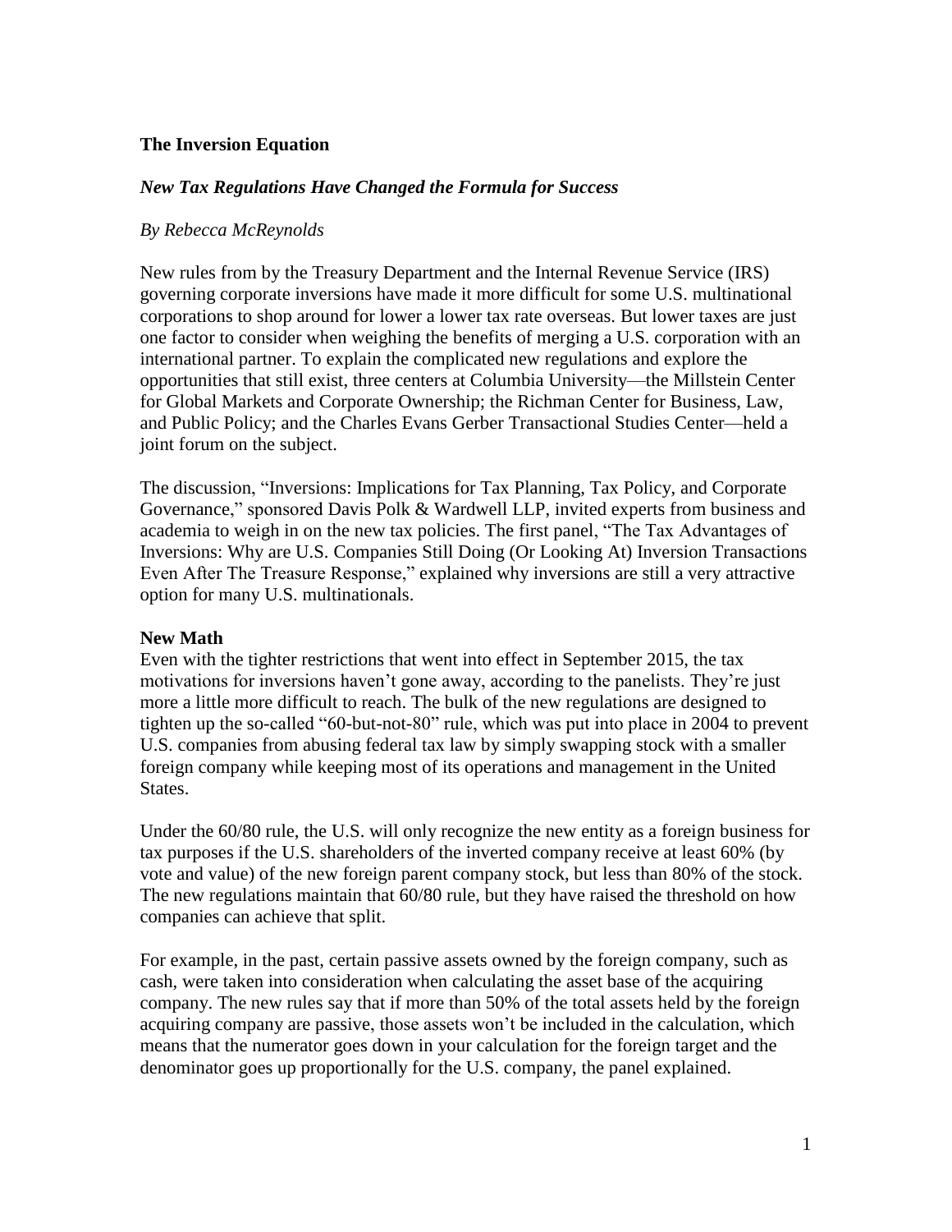## The Inversion Equation

### *New Tax Regulations Have Changed the Formula for Success*

*By Rebecca McReynolds*

New rules from by the Treasury Department and the Internal Revenue Service (IRS) governing corporate inversions have made it more difficult for some U.S. multinational corporations to shop around for lower a lower tax rate overseas. But lower taxes are just one factor to consider when weighing the benefits of merging a U.S. corporation with an international partner. To explain the complicated new regulations and explore the opportunities that still exist, three centers at Columbia University—the Millstein Center for Global Markets and Corporate Ownership; the Richman Center for Business, Law, and Public Policy; and the Charles Evans Gerber Transactional Studies Center—held a joint forum on the subject.

The discussion, "Inversions: Implications for Tax Planning, Tax Policy, and Corporate Governance," sponsored Davis Polk & Wardwell LLP, invited experts from business and academia to weigh in on the new tax policies. The first panel, "The Tax Advantages of Inversions: Why are U.S. Companies Still Doing (Or Looking At) Inversion Transactions Even After The Treasure Response," explained why inversions are still a very attractive option for many U.S. multinationals.

**New Math**

Even with the tighter restrictions that went into effect in September 2015, the tax motivations for inversions haven't gone away, according to the panelists. They're just more a little more difficult to reach. The bulk of the new regulations are designed to tighten up the so-called "60-but-not-80" rule, which was put into place in 2004 to prevent U.S. companies from abusing federal tax law by simply swapping stock with a smaller foreign company while keeping most of its operations and management in the United States.

Under the 60/80 rule, the U.S. will only recognize the new entity as a foreign business for tax purposes if the U.S. shareholders of the inverted company receive at least 60% (by vote and value) of the new foreign parent company stock, but less than 80% of the stock. The new regulations maintain that 60/80 rule, but they have raised the threshold on how companies can achieve that split.

For example, in the past, certain passive assets owned by the foreign company, such as cash, were taken into consideration when calculating the asset base of the acquiring company. The new rules say that if more than 50% of the total assets held by the foreign acquiring company are passive, those assets won't be included in the calculation, which means that the numerator goes down in your calculation for the foreign target and the denominator goes up proportionally for the U.S. company, the panel explained.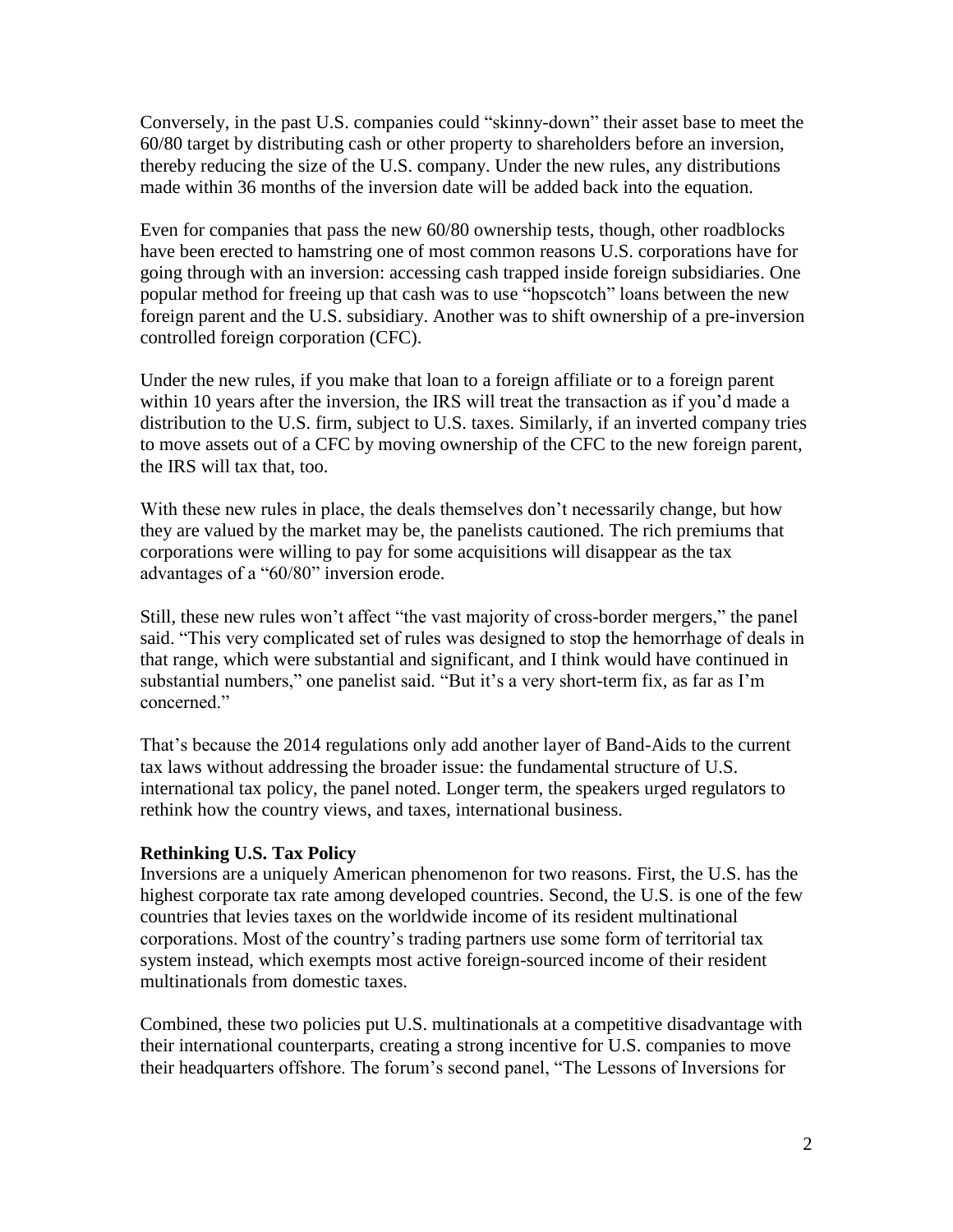Conversely, in the past U.S. companies could "skinny-down" their asset base to meet the 60/80 target by distributing cash or other property to shareholders before an inversion, thereby reducing the size of the U.S. company. Under the new rules, any distributions made within 36 months of the inversion date will be added back into the equation.

Even for companies that pass the new 60/80 ownership tests, though, other roadblocks have been erected to hamstring one of most common reasons U.S. corporations have for going through with an inversion: accessing cash trapped inside foreign subsidiaries. One popular method for freeing up that cash was to use "hopscotch" loans between the new foreign parent and the U.S. subsidiary. Another was to shift ownership of a pre-inversion controlled foreign corporation (CFC).

Under the new rules, if you make that loan to a foreign affiliate or to a foreign parent within 10 years after the inversion, the IRS will treat the transaction as if you'd made a distribution to the U.S. firm, subject to U.S. taxes. Similarly, if an inverted company tries to move assets out of a CFC by moving ownership of the CFC to the new foreign parent, the IRS will tax that, too.

With these new rules in place, the deals themselves don't necessarily change, but how they are valued by the market may be, the panelists cautioned. The rich premiums that corporations were willing to pay for some acquisitions will disappear as the tax advantages of a "60/80" inversion erode.

Still, these new rules won't affect "the vast majority of cross-border mergers," the panel said. "This very complicated set of rules was designed to stop the hemorrhage of deals in that range, which were substantial and significant, and I think would have continued in substantial numbers," one panelist said. "But it's a very short-term fix, as far as I'm concerned."

That's because the 2014 regulations only add another layer of Band-Aids to the current tax laws without addressing the broader issue: the fundamental structure of U.S. international tax policy, the panel noted. Longer term, the speakers urged regulators to rethink how the country views, and taxes, international business.

**Rethinking U.S. Tax Policy**

Inversions are a uniquely American phenomenon for two reasons. First, the U.S. has the highest corporate tax rate among developed countries. Second, the U.S. is one of the few countries that levies taxes on the worldwide income of its resident multinational corporations. Most of the country's trading partners use some form of territorial tax system instead, which exempts most active foreign-sourced income of their resident multinationals from domestic taxes.

Combined, these two policies put U.S. multinationals at a competitive disadvantage with their international counterparts, creating a strong incentive for U.S. companies to move their headquarters offshore. The forum's second panel, "The Lessons of Inversions for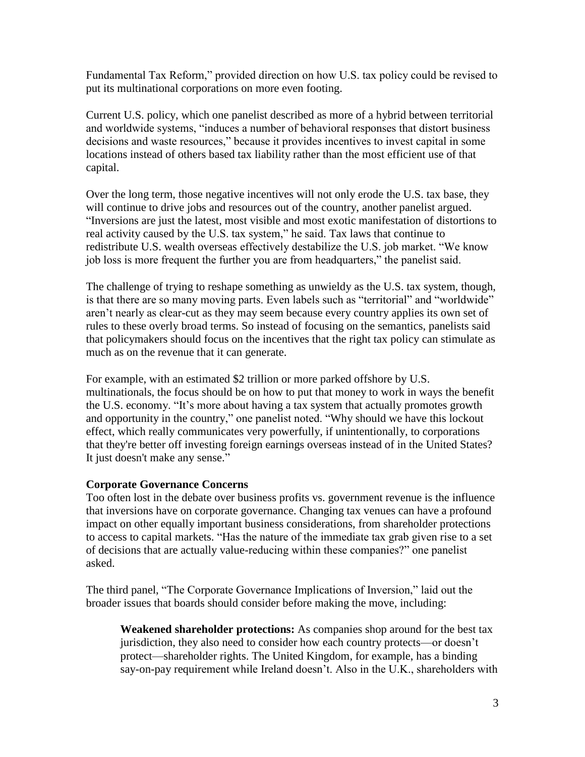Fundamental Tax Reform," provided direction on how U.S. tax policy could be revised to put its multinational corporations on more even footing.

Current U.S. policy, which one panelist described as more of a hybrid between territorial and worldwide systems, "induces a number of behavioral responses that distort business decisions and waste resources," because it provides incentives to invest capital in some locations instead of others based tax liability rather than the most efficient use of that capital.

Over the long term, those negative incentives will not only erode the U.S. tax base, they will continue to drive jobs and resources out of the country, another panelist argued. "Inversions are just the latest, most visible and most exotic manifestation of distortions to real activity caused by the U.S. tax system," he said. Tax laws that continue to redistribute U.S. wealth overseas effectively destabilize the U.S. job market. "We know job loss is more frequent the further you are from headquarters," the panelist said.

The challenge of trying to reshape something as unwieldy as the U.S. tax system, though, is that there are so many moving parts. Even labels such as "territorial" and "worldwide" aren't nearly as clear-cut as they may seem because every country applies its own set of rules to these overly broad terms. So instead of focusing on the semantics, panelists said that policymakers should focus on the incentives that the right tax policy can stimulate as much as on the revenue that it can generate.

For example, with an estimated $2 trillion or more parked offshore by U.S. multinationals, the focus should be on how to put that money to work in ways the benefit the U.S. economy. "It's more about having a tax system that actually promotes growth and opportunity in the country," one panelist noted. "Why should we have this lockout effect, which really communicates very powerfully, if unintentionally, to corporations that they're better off investing foreign earnings overseas instead of in the United States? It just doesn't make any sense."

**Corporate Governance Concerns**

Too often lost in the debate over business profits vs. government revenue is the influence that inversions have on corporate governance. Changing tax venues can have a profound impact on other equally important business considerations, from shareholder protections to access to capital markets. "Has the nature of the immediate tax grab given rise to a set of decisions that are actually value-reducing within these companies?" one panelist asked.

The third panel, "The Corporate Governance Implications of Inversion," laid out the broader issues that boards should consider before making the move, including:

**Weakened shareholder protections:** As companies shop around for the best tax jurisdiction, they also need to consider how each country protects—or doesn't protect—shareholder rights. The United Kingdom, for example, has a binding say-on-pay requirement while Ireland doesn't. Also in the U.K., shareholders with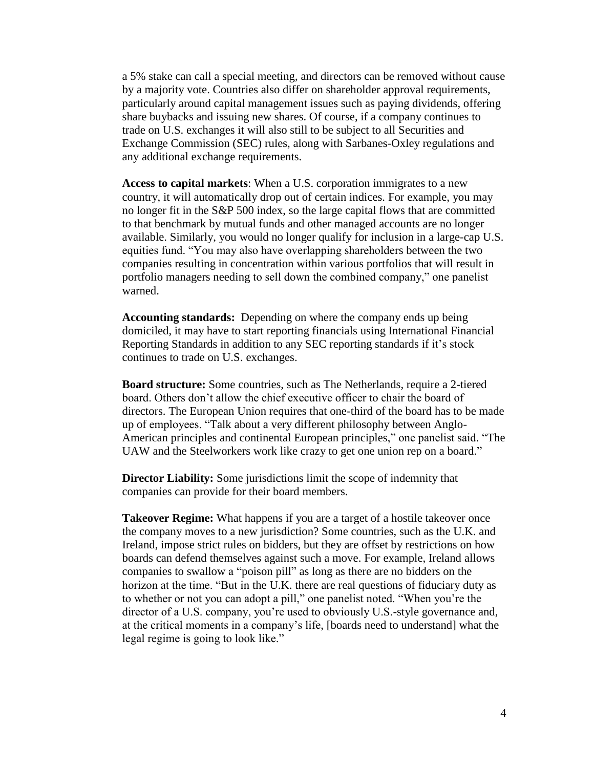a 5% stake can call a special meeting, and directors can be removed without cause by a majority vote. Countries also differ on shareholder approval requirements, particularly around capital management issues such as paying dividends, offering share buybacks and issuing new shares. Of course, if a company continues to trade on U.S. exchanges it will also still to be subject to all Securities and Exchange Commission (SEC) rules, along with Sarbanes-Oxley regulations and any additional exchange requirements.

**Access to capital markets**: When a U.S. corporation immigrates to a new country, it will automatically drop out of certain indices. For example, you may no longer fit in the S&P 500 index, so the large capital flows that are committed to that benchmark by mutual funds and other managed accounts are no longer available. Similarly, you would no longer qualify for inclusion in a large-cap U.S. equities fund. "You may also have overlapping shareholders between the two companies resulting in concentration within various portfolios that will result in portfolio managers needing to sell down the combined company," one panelist warned.

**Accounting standards:** Depending on where the company ends up being domiciled, it may have to start reporting financials using International Financial Reporting Standards in addition to any SEC reporting standards if it's stock continues to trade on U.S. exchanges.

**Board structure:** Some countries, such as The Netherlands, require a 2-tiered board. Others don't allow the chief executive officer to chair the board of directors. The European Union requires that one-third of the board has to be made up of employees. "Talk about a very different philosophy between Anglo-American principles and continental European principles," one panelist said. "The UAW and the Steelworkers work like crazy to get one union rep on a board."

**Director Liability:** Some jurisdictions limit the scope of indemnity that companies can provide for their board members.

**Takeover Regime:** What happens if you are a target of a hostile takeover once the company moves to a new jurisdiction? Some countries, such as the U.K. and Ireland, impose strict rules on bidders, but they are offset by restrictions on how boards can defend themselves against such a move. For example, Ireland allows companies to swallow a "poison pill" as long as there are no bidders on the horizon at the time. "But in the U.K. there are real questions of fiduciary duty as to whether or not you can adopt a pill," one panelist noted. "When you're the director of a U.S. company, you're used to obviously U.S.-style governance and, at the critical moments in a company's life, [boards need to understand] what the legal regime is going to look like."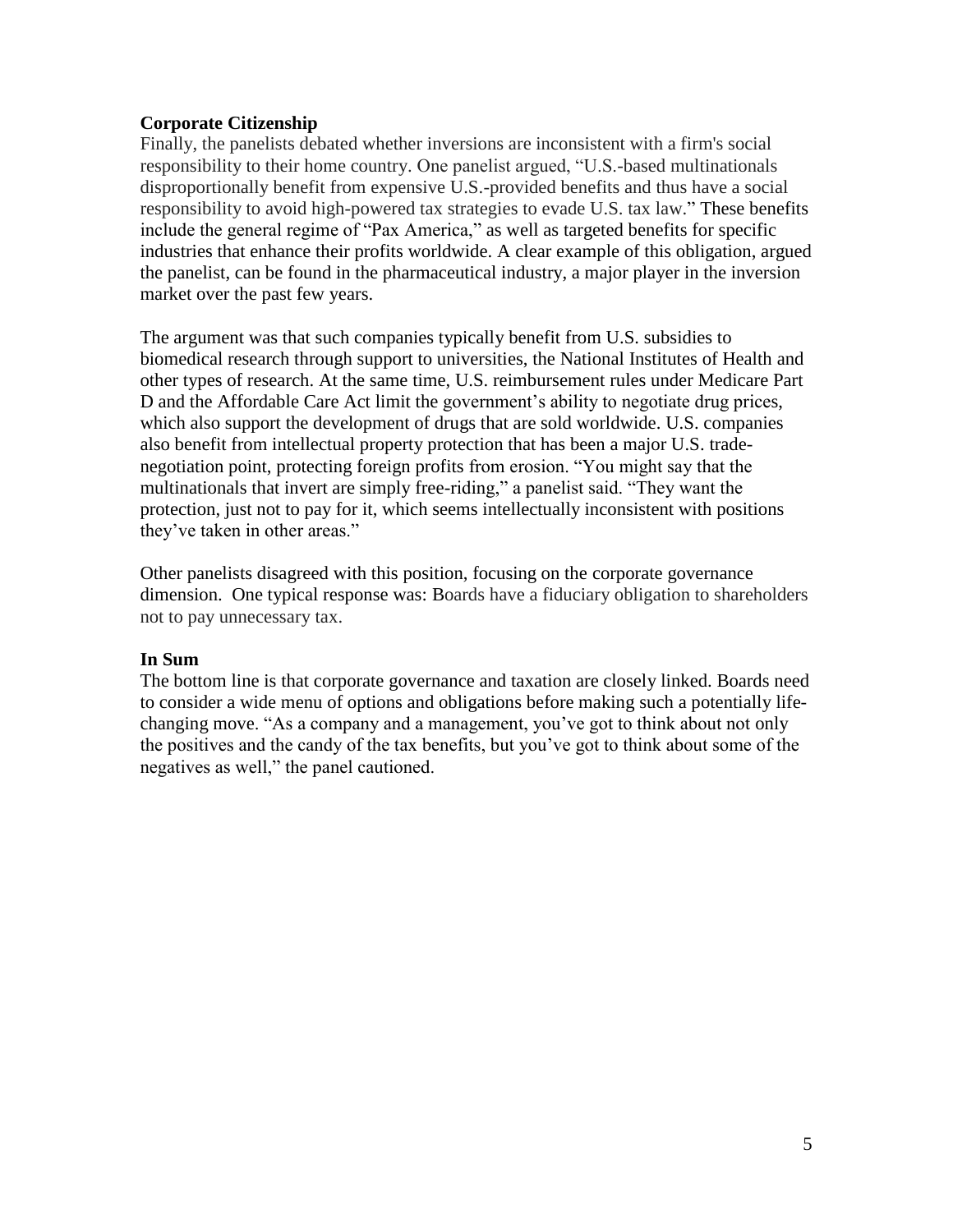**Corporate Citizenship**

Finally, the panelists debated whether inversions are inconsistent with a firm's social responsibility to their home country. One panelist argued, "U.S.-based multinationals disproportionally benefit from expensive U.S.-provided benefits and thus have a social responsibility to avoid high-powered tax strategies to evade U.S. tax law." These benefits include the general regime of "Pax America," as well as targeted benefits for specific industries that enhance their profits worldwide. A clear example of this obligation, argued the panelist, can be found in the pharmaceutical industry, a major player in the inversion market over the past few years.

The argument was that such companies typically benefit from U.S. subsidies to biomedical research through support to universities, the National Institutes of Health and other types of research. At the same time, U.S. reimbursement rules under Medicare Part D and the Affordable Care Act limit the government's ability to negotiate drug prices, which also support the development of drugs that are sold worldwide. U.S. companies also benefit from intellectual property protection that has been a major U.S. trade-negotiation point, protecting foreign profits from erosion. "You might say that the multinationals that invert are simply free-riding," a panelist said. "They want the protection, just not to pay for it, which seems intellectually inconsistent with positions they've taken in other areas."

Other panelists disagreed with this position, focusing on the corporate governance dimension. One typical response was: Boards have a fiduciary obligation to shareholders not to pay unnecessary tax.

**In Sum**

The bottom line is that corporate governance and taxation are closely linked. Boards need to consider a wide menu of options and obligations before making such a potentially life-changing move. "As a company and a management, you've got to think about not only the positives and the candy of the tax benefits, but you've got to think about some of the negatives as well," the panel cautioned.